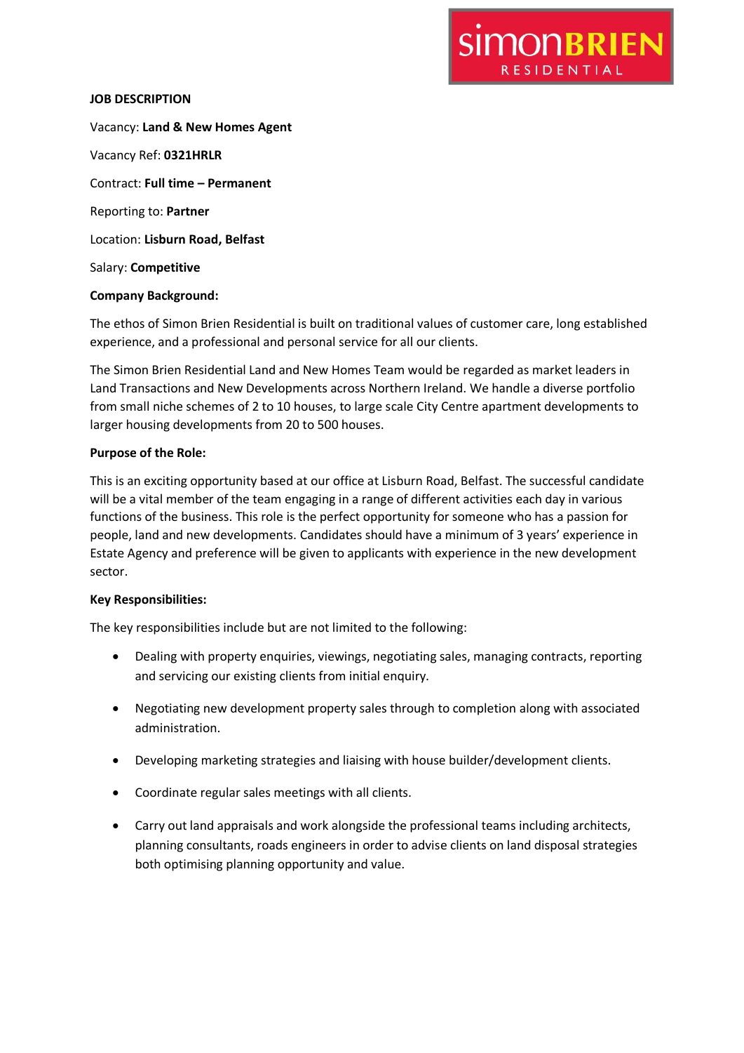simonBRIEN RESIDENTIAL

# JOB DESCRIPTION

Vacancy: **Land & New Homes Agent**

Vacancy Ref: **0321HRLR**

Contract: **Full time – Permanent**

Reporting to: **Partner**

Location: **Lisburn Road, Belfast**

Salary: **Competitive**

## Company Background:

The ethos of Simon Brien Residential is built on traditional values of customer care, long established experience, and a professional and personal service for all our clients.

The Simon Brien Residential Land and New Homes Team would be regarded as market leaders in Land Transactions and New Developments across Northern Ireland. We handle a diverse portfolio from small niche schemes of 2 to 10 houses, to large scale City Centre apartment developments to larger housing developments from 20 to 500 houses.

## Purpose of the Role:

This is an exciting opportunity based at our office at Lisburn Road, Belfast. The successful candidate will be a vital member of the team engaging in a range of different activities each day in various functions of the business. This role is the perfect opportunity for someone who has a passion for people, land and new developments. Candidates should have a minimum of 3 years' experience in Estate Agency and preference will be given to applicants with experience in the new development sector.

## Key Responsibilities:

The key responsibilities include but are not limited to the following:

- Dealing with property enquiries, viewings, negotiating sales, managing contracts, reporting and servicing our existing clients from initial enquiry.
- Negotiating new development property sales through to completion along with associated administration.
- Developing marketing strategies and liaising with house builder/development clients.
- Coordinate regular sales meetings with all clients.
- Carry out land appraisals and work alongside the professional teams including architects, planning consultants, roads engineers in order to advise clients on land disposal strategies both optimising planning opportunity and value.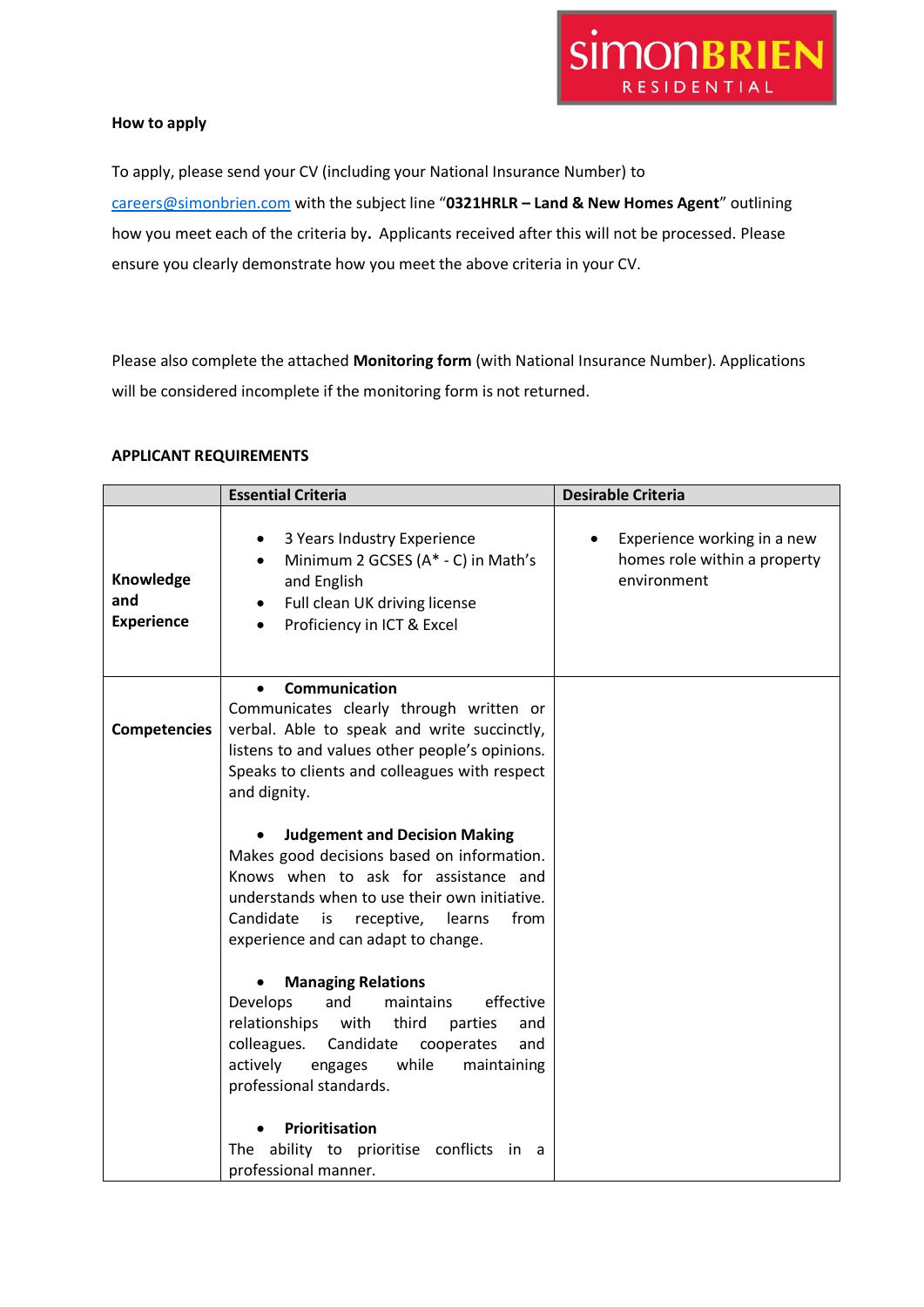**How to apply**

To apply, please send your CV (including your National Insurance Number) to careers@simonbrien.com with the subject line "**0321HRLR – Land & New Homes Agent**" outlining how you meet each of the criteria by**.** Applicants received after this will not be processed. Please ensure you clearly demonstrate how you meet the above criteria in your CV.

Please also complete the attached **Monitoring form** (with National Insurance Number). Applications will be considered incomplete if the monitoring form is not returned.

**APPLICANT REQUIREMENTS**

| | **Essential Criteria** | **Desirable Criteria** |
|---|---|---|
| **Knowledge and Experience** | • 3 Years Industry Experience<br>• Minimum 2 GCSES (A* - C) in Math's and English<br>• Full clean UK driving license<br>• Proficiency in ICT & Excel | • Experience working in a new homes role within a property environment |
| **Competencies** | • **Communication**<br>Communicates clearly through written or verbal. Able to speak and write succinctly, listens to and values other people's opinions. Speaks to clients and colleagues with respect and dignity.<br><br>• **Judgement and Decision Making**<br>Makes good decisions based on information. Knows when to ask for assistance and understands when to use their own initiative. Candidate is receptive, learns from experience and can adapt to change.<br><br>• **Managing Relations**<br>Develops and maintains effective relationships with third parties and colleagues. Candidate cooperates and actively engages while maintaining professional standards.<br><br>• **Prioritisation**<br>The ability to prioritise conflicts in a professional manner. | |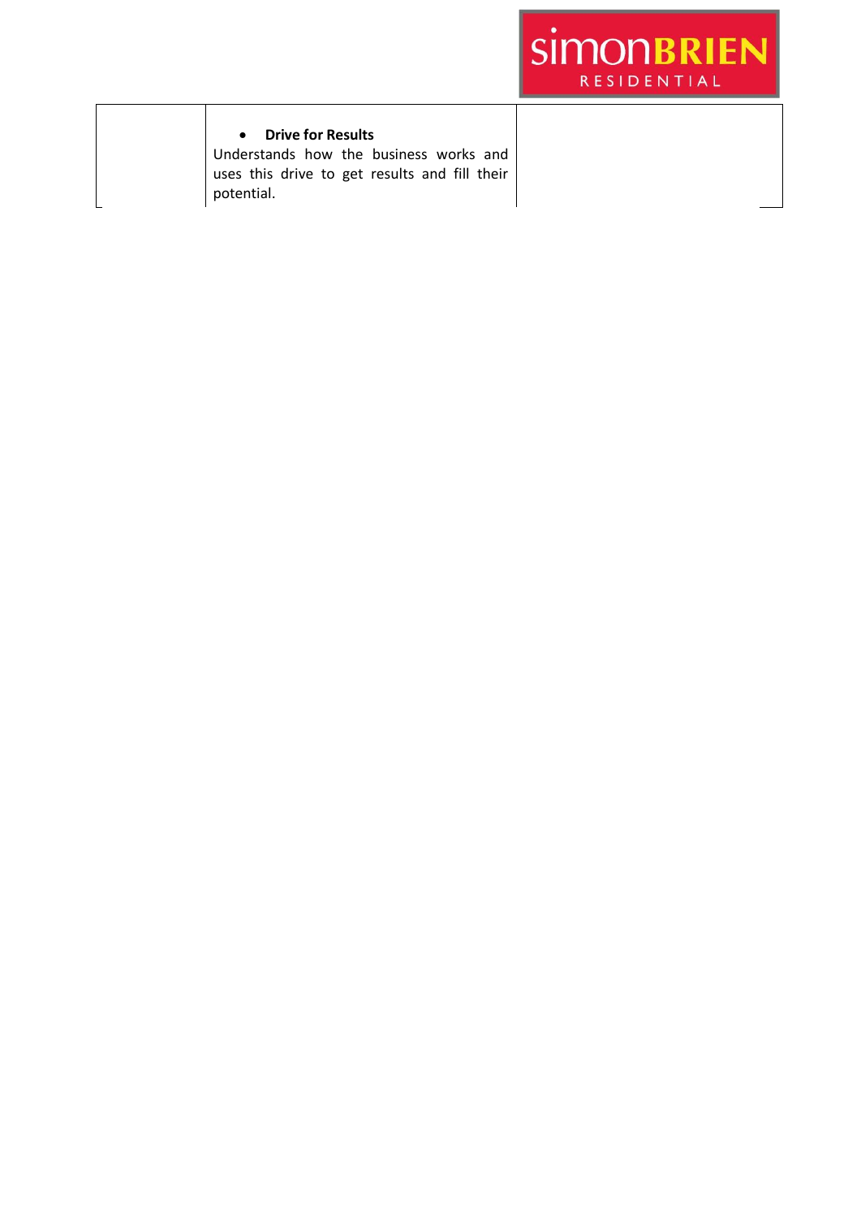| | | |
|---|---|---|
| | • **Drive for Results**<br>Understands how the business works and uses this drive to get results and fill their potential. | |